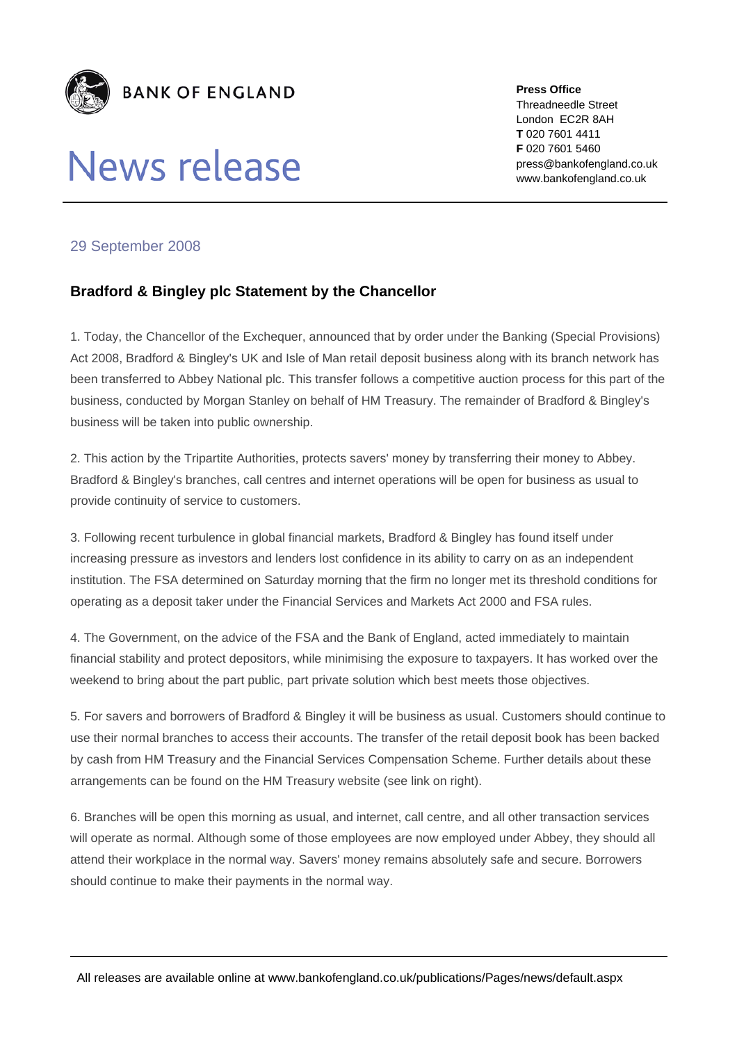**BANK OF ENGLAND**

# News release

**Press Office**
Threadneedle Street
London EC2R 8AH
**T** 020 7601 4411
**F** 020 7601 5460
press@bankofengland.co.uk
www.bankofengland.co.uk

29 September 2008

## Bradford & Bingley plc Statement by the Chancellor

1. Today, the Chancellor of the Exchequer, announced that by order under the Banking (Special Provisions) Act 2008, Bradford & Bingley's UK and Isle of Man retail deposit business along with its branch network has been transferred to Abbey National plc. This transfer follows a competitive auction process for this part of the business, conducted by Morgan Stanley on behalf of HM Treasury. The remainder of Bradford & Bingley's business will be taken into public ownership.

2. This action by the Tripartite Authorities, protects savers' money by transferring their money to Abbey. Bradford & Bingley's branches, call centres and internet operations will be open for business as usual to provide continuity of service to customers.

3. Following recent turbulence in global financial markets, Bradford & Bingley has found itself under increasing pressure as investors and lenders lost confidence in its ability to carry on as an independent institution. The FSA determined on Saturday morning that the firm no longer met its threshold conditions for operating as a deposit taker under the Financial Services and Markets Act 2000 and FSA rules.

4. The Government, on the advice of the FSA and the Bank of England, acted immediately to maintain financial stability and protect depositors, while minimising the exposure to taxpayers. It has worked over the weekend to bring about the part public, part private solution which best meets those objectives.

5. For savers and borrowers of Bradford & Bingley it will be business as usual. Customers should continue to use their normal branches to access their accounts. The transfer of the retail deposit book has been backed by cash from HM Treasury and the Financial Services Compensation Scheme. Further details about these arrangements can be found on the HM Treasury website (see link on right).

6. Branches will be open this morning as usual, and internet, call centre, and all other transaction services will operate as normal. Although some of those employees are now employed under Abbey, they should all attend their workplace in the normal way. Savers' money remains absolutely safe and secure. Borrowers should continue to make their payments in the normal way.

All releases are available online at www.bankofengland.co.uk/publications/Pages/news/default.aspx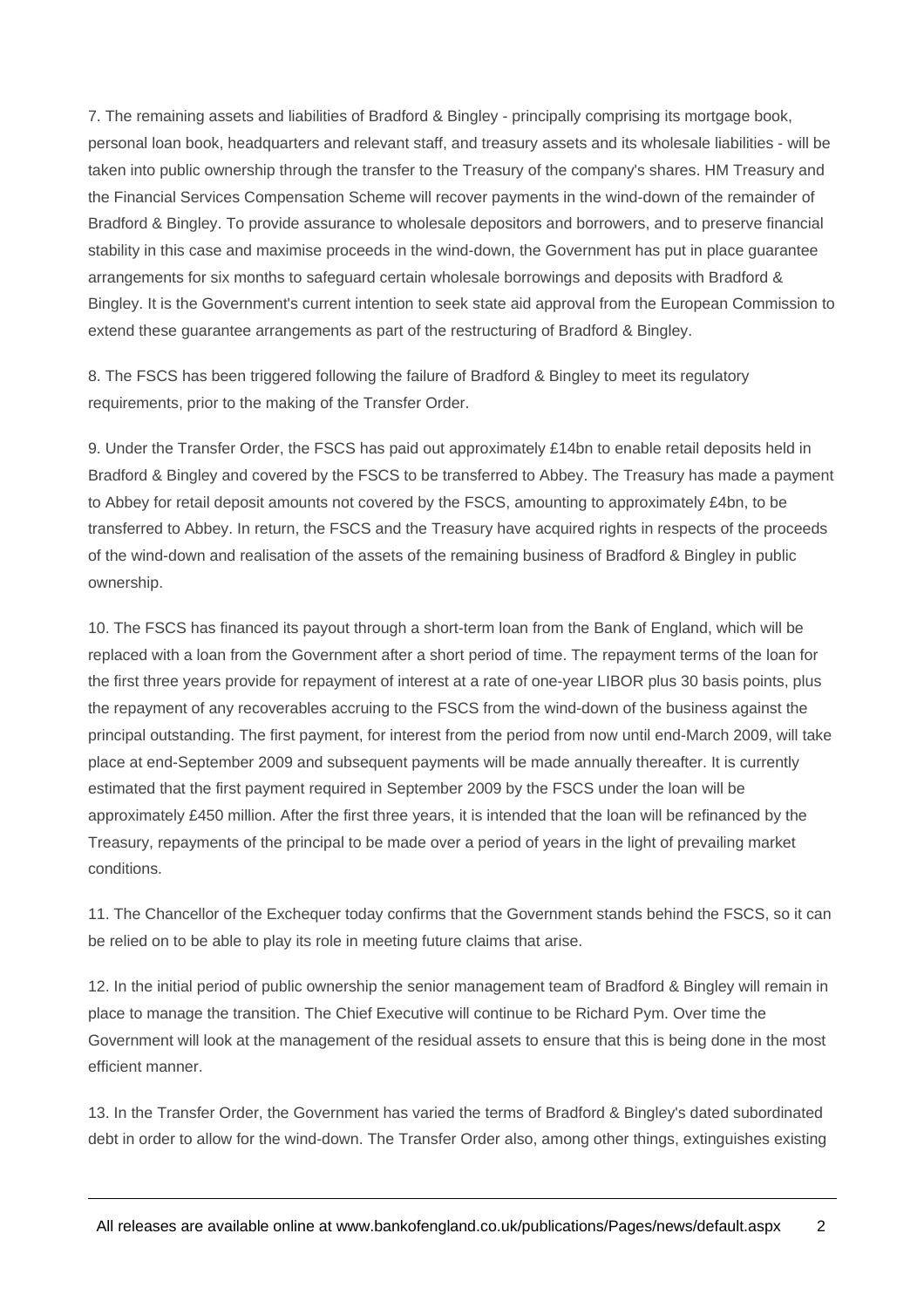7. The remaining assets and liabilities of Bradford & Bingley - principally comprising its mortgage book, personal loan book, headquarters and relevant staff, and treasury assets and its wholesale liabilities - will be taken into public ownership through the transfer to the Treasury of the company's shares. HM Treasury and the Financial Services Compensation Scheme will recover payments in the wind-down of the remainder of Bradford & Bingley. To provide assurance to wholesale depositors and borrowers, and to preserve financial stability in this case and maximise proceeds in the wind-down, the Government has put in place guarantee arrangements for six months to safeguard certain wholesale borrowings and deposits with Bradford & Bingley. It is the Government's current intention to seek state aid approval from the European Commission to extend these guarantee arrangements as part of the restructuring of Bradford & Bingley.

8. The FSCS has been triggered following the failure of Bradford & Bingley to meet its regulatory requirements, prior to the making of the Transfer Order.

9. Under the Transfer Order, the FSCS has paid out approximately £14bn to enable retail deposits held in Bradford & Bingley and covered by the FSCS to be transferred to Abbey. The Treasury has made a payment to Abbey for retail deposit amounts not covered by the FSCS, amounting to approximately £4bn, to be transferred to Abbey. In return, the FSCS and the Treasury have acquired rights in respects of the proceeds of the wind-down and realisation of the assets of the remaining business of Bradford & Bingley in public ownership.

10. The FSCS has financed its payout through a short-term loan from the Bank of England, which will be replaced with a loan from the Government after a short period of time. The repayment terms of the loan for the first three years provide for repayment of interest at a rate of one-year LIBOR plus 30 basis points, plus the repayment of any recoverables accruing to the FSCS from the wind-down of the business against the principal outstanding. The first payment, for interest from the period from now until end-March 2009, will take place at end-September 2009 and subsequent payments will be made annually thereafter. It is currently estimated that the first payment required in September 2009 by the FSCS under the loan will be approximately £450 million. After the first three years, it is intended that the loan will be refinanced by the Treasury, repayments of the principal to be made over a period of years in the light of prevailing market conditions.

11. The Chancellor of the Exchequer today confirms that the Government stands behind the FSCS, so it can be relied on to be able to play its role in meeting future claims that arise.

12. In the initial period of public ownership the senior management team of Bradford & Bingley will remain in place to manage the transition. The Chief Executive will continue to be Richard Pym. Over time the Government will look at the management of the residual assets to ensure that this is being done in the most efficient manner.

13. In the Transfer Order, the Government has varied the terms of Bradford & Bingley's dated subordinated debt in order to allow for the wind-down. The Transfer Order also, among other things, extinguishes existing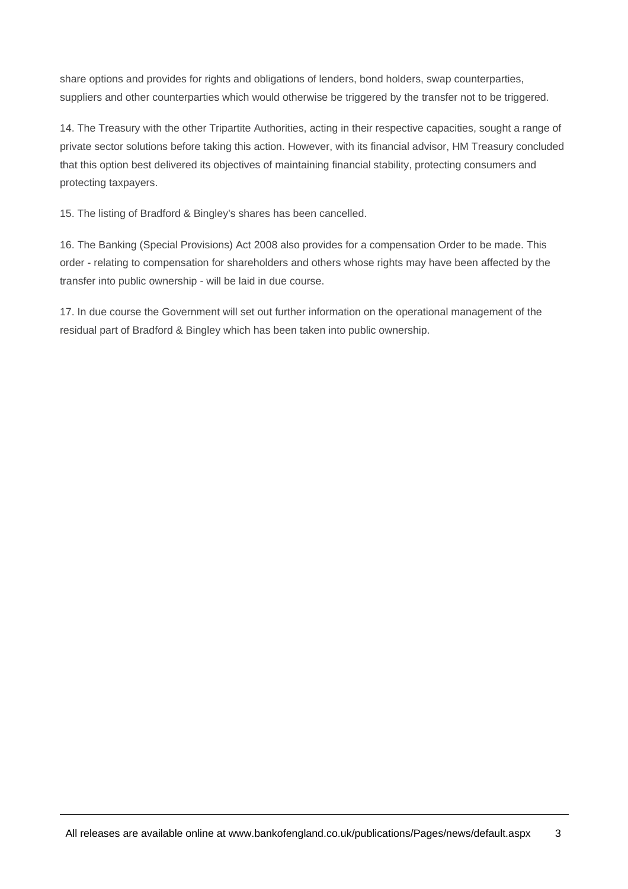share options and provides for rights and obligations of lenders, bond holders, swap counterparties, suppliers and other counterparties which would otherwise be triggered by the transfer not to be triggered.

14. The Treasury with the other Tripartite Authorities, acting in their respective capacities, sought a range of private sector solutions before taking this action. However, with its financial advisor, HM Treasury concluded that this option best delivered its objectives of maintaining financial stability, protecting consumers and protecting taxpayers.

15. The listing of Bradford & Bingley's shares has been cancelled.

16. The Banking (Special Provisions) Act 2008 also provides for a compensation Order to be made. This order - relating to compensation for shareholders and others whose rights may have been affected by the transfer into public ownership - will be laid in due course.

17. In due course the Government will set out further information on the operational management of the residual part of Bradford & Bingley which has been taken into public ownership.